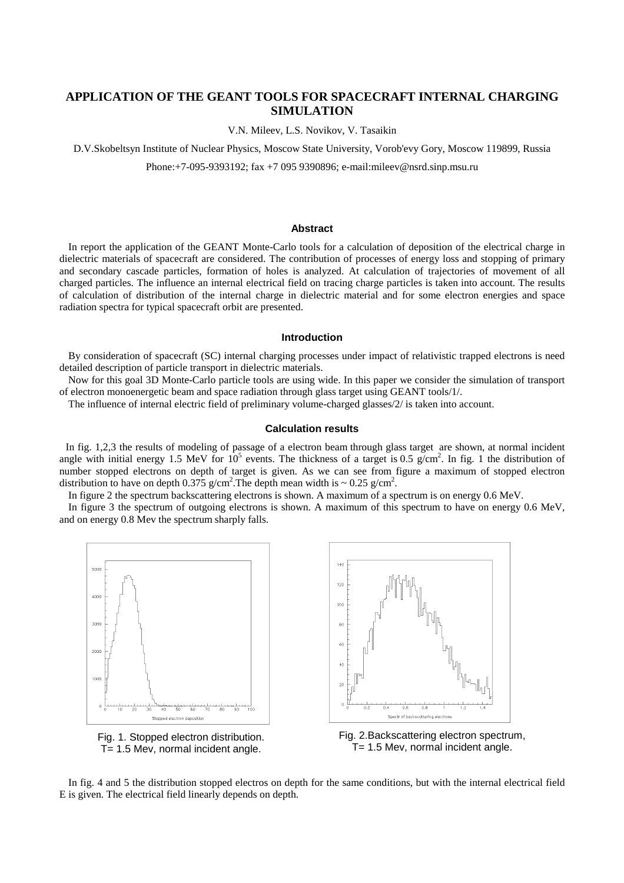# APPLICATION OF THE GEANT TOOLS FOR SPACECRAFT INTERNAL CHARGING SIMULATION

V.N. Mileev, L.S. Novikov, V. Tasaikin

D.V.Skobeltsyn Institute of Nuclear Physics, Moscow State University, Vorob'evy Gory, Moscow 119899, Russia

Phone:+7-095-9393192; fax +7 095 9390896; e-mail:mileev@nsrd.sinp.msu.ru

## Abstract

In report the application of the GEANT Monte-Carlo tools for a calculation of deposition of the electrical charge in dielectric materials of spacecraft are considered. The contribution of processes of energy loss and stopping of primary and secondary cascade particles, formation of holes is analyzed. At calculation of trajectories of movement of all charged particles. The influence an internal electrical field on tracing charge particles is taken into account. The results of calculation of distribution of the internal charge in dielectric material and for some electron energies and space radiation spectra for typical spacecraft orbit are presented.

## Introduction

By consideration of spacecraft (SC) internal charging processes under impact of relativistic trapped electrons is need detailed description of particle transport in dielectric materials.

Now for this goal 3D Monte-Carlo particle tools are using wide. In this paper we consider the simulation of transport of electron monoenergetic beam and space radiation through glass target using GEANT tools/1/.

The influence of internal electric field of preliminary volume-charged glasses/2/ is taken into account.

## Calculation results

In fig. 1,2,3 the results of modeling of passage of a electron beam through glass target are shown, at normal incident angle with initial energy 1.5 MeV for $10^5$ events. The thickness of a target is 0.5 g/cm$^2$. In fig. 1 the distribution of number stopped electrons on depth of target is given. As we can see from figure a maximum of stopped electron distribution to have on depth 0.375 g/cm$^2$.The depth mean width is ~ 0.25 g/cm$^2$.

In figure 2 the spectrum backscattering electrons is shown. A maximum of a spectrum is on energy 0.6 MeV.

In figure 3 the spectrum of outgoing electrons is shown. A maximum of this spectrum to have on energy 0.6 MeV, and on energy 0.8 Mev the spectrum sharply falls.

Fig. 1. Stopped electron distribution. T= 1.5 Mev, normal incident angle.

Fig. 2.Backscattering electron spectrum, T= 1.5 Mev, normal incident angle.

In fig. 4 and 5 the distribution stopped electros on depth for the same conditions, but with the internal electrical field E is given. The electrical field linearly depends on depth.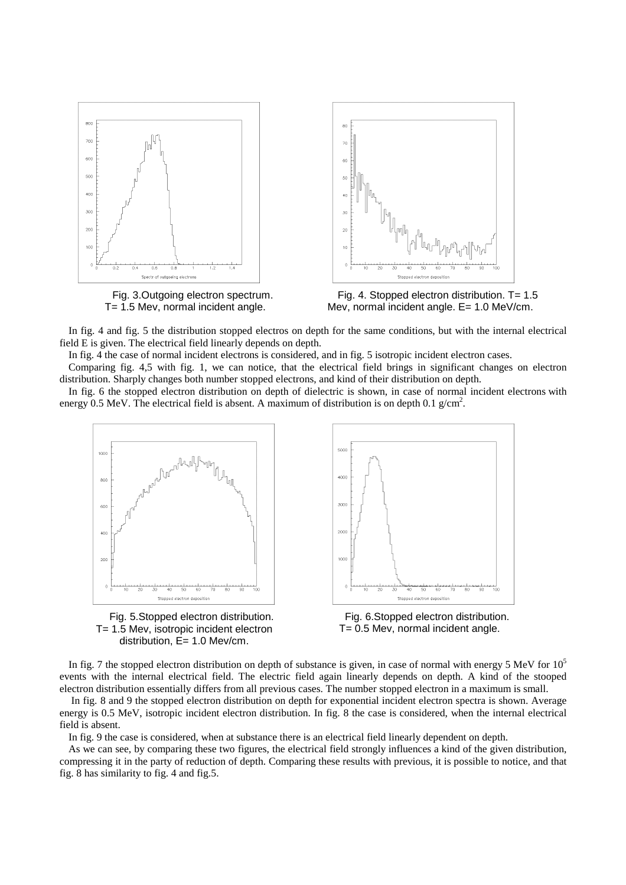Fig. 3. Outgoing electron spectrum. T= 1.5 Mev, normal incident angle.

Fig. 4. Stopped electron distribution. T= 1.5 Mev, normal incident angle. E= 1.0 MeV/cm.

In fig. 4 and fig. 5 the distribution stopped electros on depth for the same conditions, but with the internal electrical field E is given. The electrical field linearly depends on depth.

In fig. 4 the case of normal incident electrons is considered, and in fig. 5 isotropic incident electron cases.

Comparing fig. 4,5 with fig. 1, we can notice, that the electrical field brings in significant changes on electron distribution. Sharply changes both number stopped electrons, and kind of their distribution on depth.

In fig. 6 the stopped electron distribution on depth of dielectric is shown, in case of normal incident electrons with energy 0.5 MeV. The electrical field is absent. A maximum of distribution is on depth 0.1 g/cm$^2$.

Fig. 5. Stopped electron distribution. T= 1.5 Mev, isotropic incident electron distribution, E= 1.0 Mev/cm.

Fig. 6. Stopped electron distribution. T= 0.5 Mev, normal incident angle.

In fig. 7 the stopped electron distribution on depth of substance is given, in case of normal with energy 5 MeV for $10^5$ events with the internal electrical field. The electric field again linearly depends on depth. A kind of the stooped electron distribution essentially differs from all previous cases. The number stopped electron in a maximum is small.

In fig. 8 and 9 the stopped electron distribution on depth for exponential incident electron spectra is shown. Average energy is 0.5 MeV, isotropic incident electron distribution. In fig. 8 the case is considered, when the internal electrical field is absent.

In fig. 9 the case is considered, when at substance there is an electrical field linearly dependent on depth.

As we can see, by comparing these two figures, the electrical field strongly influences a kind of the given distribution, compressing it in the party of reduction of depth. Comparing these results with previous, it is possible to notice, and that fig. 8 has similarity to fig. 4 and fig.5.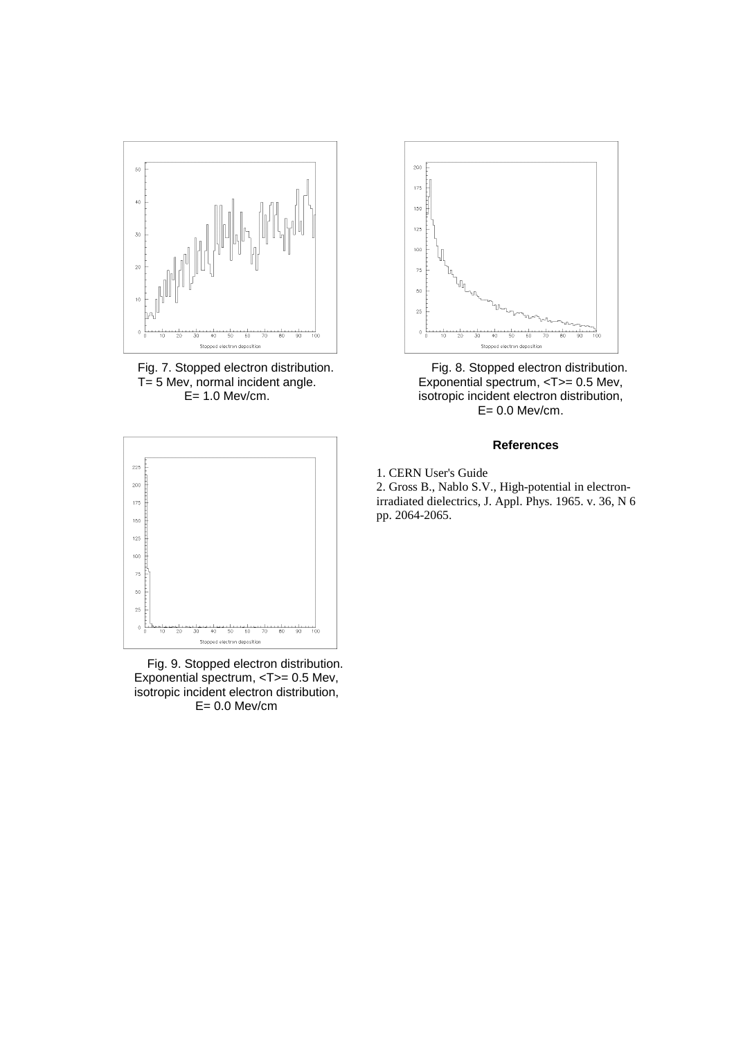50
40
30
20
10
0
0 10 20 30 40 50 60 70 80 90 100
Stopped electron deposition

Fig. 7. Stopped electron distribution. T= 5 Mev, normal incident angle. E= 1.0 Mev/cm.

200
175
150
125
100
75
50
25
0
0 10 20 30 40 50 60 70 80 90 100
Stopped electron deposition

Fig. 8. Stopped electron distribution. Exponential spectrum, <T>= 0.5 Mev, isotropic incident electron distribution, E= 0.0 Mev/cm.

225
200
175
150
125
100
75
50
25
0
0 10 20 30 40 50 60 70 80 90 100
Stopped electron deposition

Fig. 9. Stopped electron distribution. Exponential spectrum, <T>= 0.5 Mev, isotropic incident electron distribution, E= 0.0 Mev/cm

## References

1. CERN User's Guide
2. Gross B., Nablo S.V., High-potential in electron-irradiated dielectrics, J. Appl. Phys. 1965. v. 36, N 6 pp. 2064-2065.